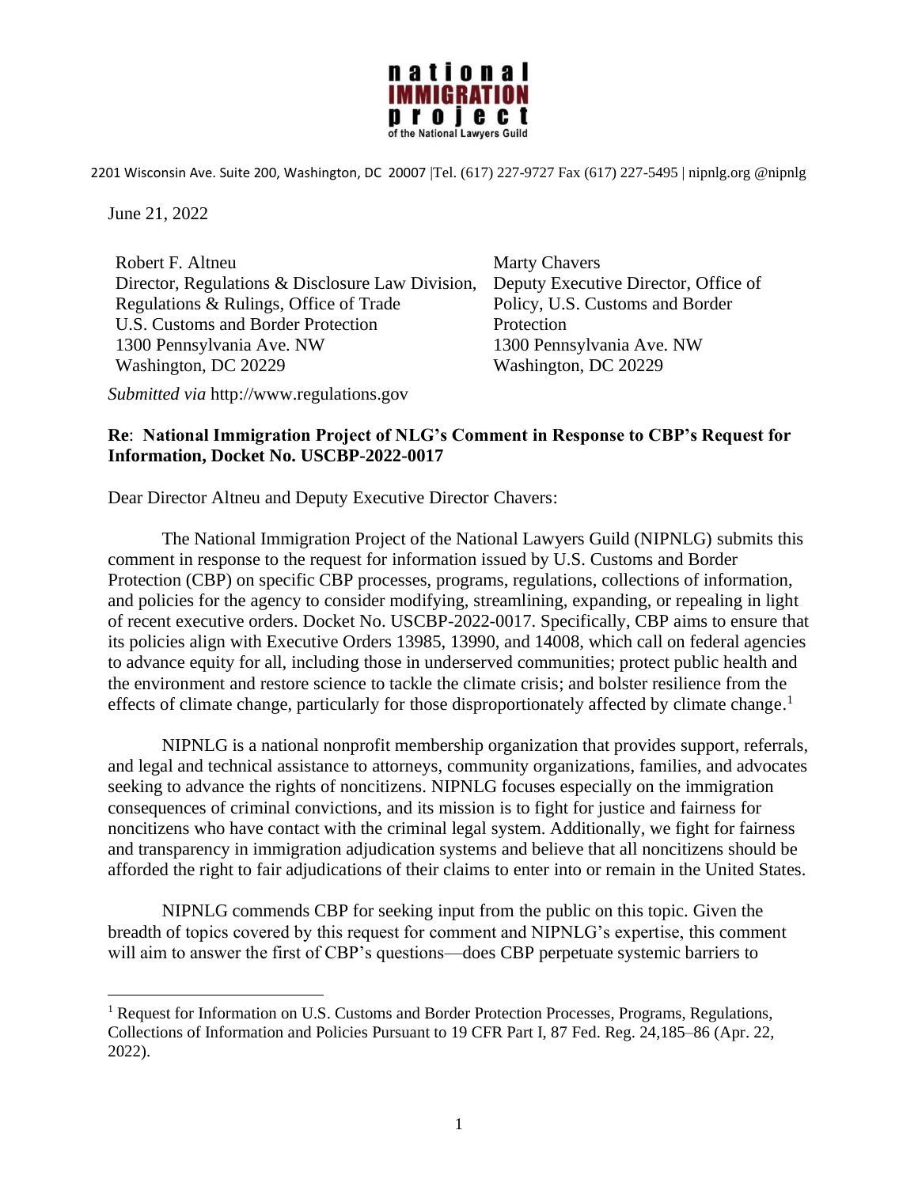national
IMMIGRATION
project
of the National Lawyers Guild

2201 Wisconsin Ave. Suite 200, Washington, DC 20007 |Tel. (617) 227-9727 Fax (617) 227-5495 | nipnlg.org @nipnlg

June 21, 2022

Robert F. Altneu
Director, Regulations & Disclosure Law Division,
Regulations & Rulings, Office of Trade
U.S. Customs and Border Protection
1300 Pennsylvania Ave. NW
Washington, DC 20229

Marty Chavers
Deputy Executive Director, Office of Policy, U.S. Customs and Border Protection
1300 Pennsylvania Ave. NW
Washington, DC 20229

*Submitted via* http://www.regulations.gov

**Re**: **National Immigration Project of NLG's Comment in Response to CBP's Request for Information, Docket No. USCBP-2022-0017**

Dear Director Altneu and Deputy Executive Director Chavers:

The National Immigration Project of the National Lawyers Guild (NIPNLG) submits this comment in response to the request for information issued by U.S. Customs and Border Protection (CBP) on specific CBP processes, programs, regulations, collections of information, and policies for the agency to consider modifying, streamlining, expanding, or repealing in light of recent executive orders. Docket No. USCBP-2022-0017. Specifically, CBP aims to ensure that its policies align with Executive Orders 13985, 13990, and 14008, which call on federal agencies to advance equity for all, including those in underserved communities; protect public health and the environment and restore science to tackle the climate crisis; and bolster resilience from the effects of climate change, particularly for those disproportionately affected by climate change.[1]

NIPNLG is a national nonprofit membership organization that provides support, referrals, and legal and technical assistance to attorneys, community organizations, families, and advocates seeking to advance the rights of noncitizens. NIPNLG focuses especially on the immigration consequences of criminal convictions, and its mission is to fight for justice and fairness for noncitizens who have contact with the criminal legal system. Additionally, we fight for fairness and transparency in immigration adjudication systems and believe that all noncitizens should be afforded the right to fair adjudications of their claims to enter into or remain in the United States.

NIPNLG commends CBP for seeking input from the public on this topic. Given the breadth of topics covered by this request for comment and NIPNLG's expertise, this comment will aim to answer the first of CBP's questions—does CBP perpetuate systemic barriers to

---

[1] Request for Information on U.S. Customs and Border Protection Processes, Programs, Regulations, Collections of Information and Policies Pursuant to 19 CFR Part I, 87 Fed. Reg. 24,185–86 (Apr. 22, 2022).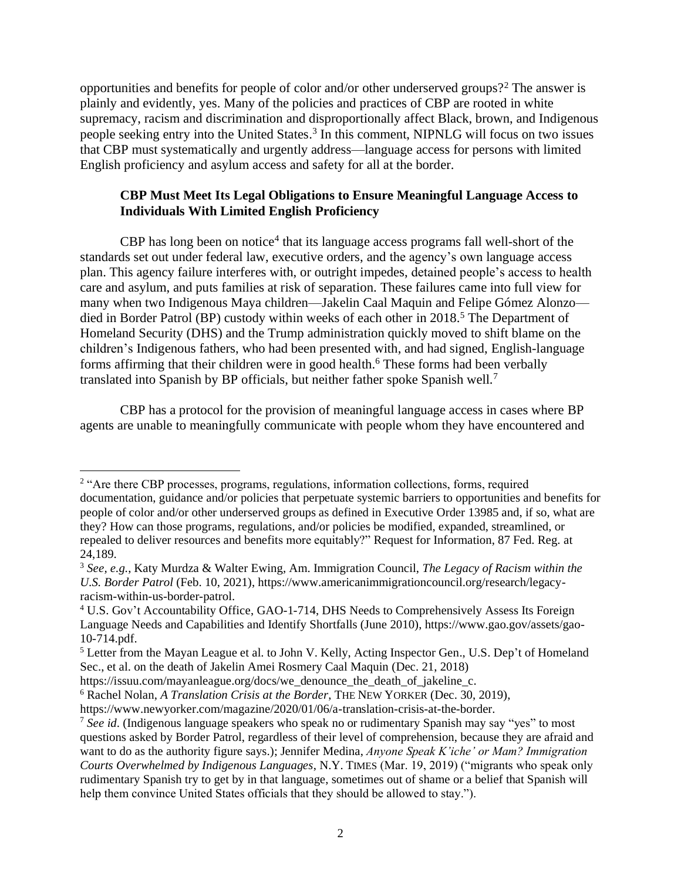opportunities and benefits for people of color and/or other underserved groups?[2] The answer is plainly and evidently, yes. Many of the policies and practices of CBP are rooted in white supremacy, racism and discrimination and disproportionally affect Black, brown, and Indigenous people seeking entry into the United States.[3] In this comment, NIPNLG will focus on two issues that CBP must systematically and urgently address—language access for persons with limited English proficiency and asylum access and safety for all at the border.

**CBP Must Meet Its Legal Obligations to Ensure Meaningful Language Access to Individuals With Limited English Proficiency**

CBP has long been on notice[4] that its language access programs fall well-short of the standards set out under federal law, executive orders, and the agency's own language access plan. This agency failure interferes with, or outright impedes, detained people's access to health care and asylum, and puts families at risk of separation. These failures came into full view for many when two Indigenous Maya children—Jakelin Caal Maquin and Felipe Gómez Alonzo—died in Border Patrol (BP) custody within weeks of each other in 2018.[5] The Department of Homeland Security (DHS) and the Trump administration quickly moved to shift blame on the children's Indigenous fathers, who had been presented with, and had signed, English-language forms affirming that their children were in good health.[6] These forms had been verbally translated into Spanish by BP officials, but neither father spoke Spanish well.[7]

CBP has a protocol for the provision of meaningful language access in cases where BP agents are unable to meaningfully communicate with people whom they have encountered and

---

[2] "Are there CBP processes, programs, regulations, information collections, forms, required documentation, guidance and/or policies that perpetuate systemic barriers to opportunities and benefits for people of color and/or other underserved groups as defined in Executive Order 13985 and, if so, what are they? How can those programs, regulations, and/or policies be modified, expanded, streamlined, or repealed to deliver resources and benefits more equitably?" Request for Information, 87 Fed. Reg. at 24,189.

[3] *See, e.g.*, Katy Murdza & Walter Ewing, Am. Immigration Council, *The Legacy of Racism within the U.S. Border Patrol* (Feb. 10, 2021), https://www.americanimmigrationcouncil.org/research/legacy-racism-within-us-border-patrol.

[4] U.S. Gov't Accountability Office, GAO-1-714, DHS Needs to Comprehensively Assess Its Foreign Language Needs and Capabilities and Identify Shortfalls (June 2010), https://www.gao.gov/assets/gao-10-714.pdf.

[5] Letter from the Mayan League et al. to John V. Kelly, Acting Inspector Gen., U.S. Dep't of Homeland Sec., et al. on the death of Jakelin Amei Rosmery Caal Maquin (Dec. 21, 2018) https://issuu.com/mayanleague.org/docs/we_denounce_the_death_of_jakeline_c.

[6] Rachel Nolan, *A Translation Crisis at the Border*, THE NEW YORKER (Dec. 30, 2019), https://www.newyorker.com/magazine/2020/01/06/a-translation-crisis-at-the-border.

[7] *See id*. (Indigenous language speakers who speak no or rudimentary Spanish may say "yes" to most questions asked by Border Patrol, regardless of their level of comprehension, because they are afraid and want to do as the authority figure says.); Jennifer Medina, *Anyone Speak K'iche' or Mam? Immigration Courts Overwhelmed by Indigenous Languages*, N.Y. TIMES (Mar. 19, 2019) ("migrants who speak only rudimentary Spanish try to get by in that language, sometimes out of shame or a belief that Spanish will help them convince United States officials that they should be allowed to stay.").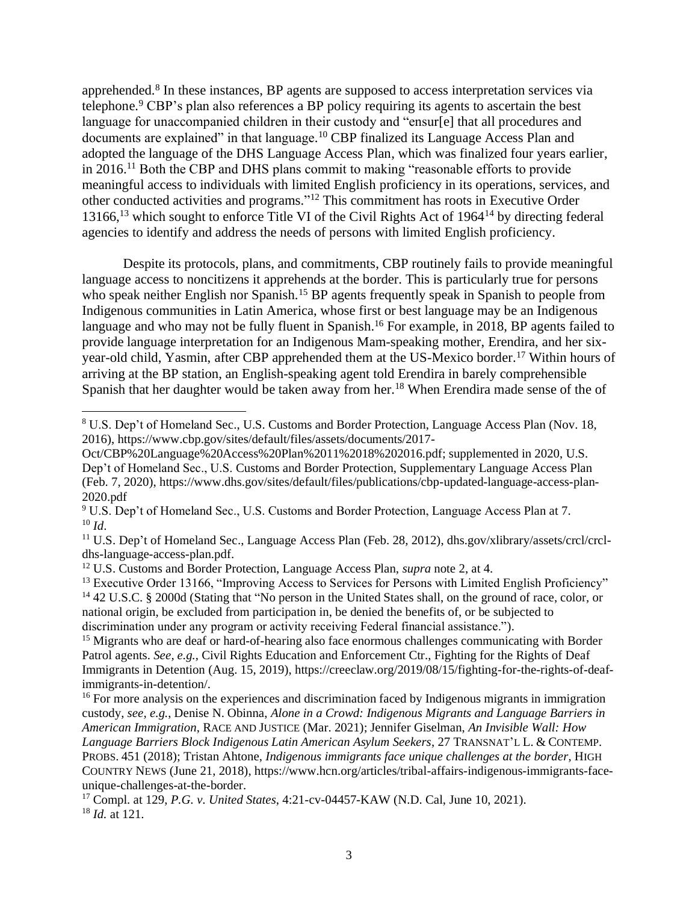apprehended.[8] In these instances, BP agents are supposed to access interpretation services via telephone.[9] CBP's plan also references a BP policy requiring its agents to ascertain the best language for unaccompanied children in their custody and "ensur[e] that all procedures and documents are explained" in that language.[10] CBP finalized its Language Access Plan and adopted the language of the DHS Language Access Plan, which was finalized four years earlier, in 2016.[11] Both the CBP and DHS plans commit to making "reasonable efforts to provide meaningful access to individuals with limited English proficiency in its operations, services, and other conducted activities and programs."[12] This commitment has roots in Executive Order 13166,[13] which sought to enforce Title VI of the Civil Rights Act of 1964[14] by directing federal agencies to identify and address the needs of persons with limited English proficiency.

Despite its protocols, plans, and commitments, CBP routinely fails to provide meaningful language access to noncitizens it apprehends at the border. This is particularly true for persons who speak neither English nor Spanish.[15] BP agents frequently speak in Spanish to people from Indigenous communities in Latin America, whose first or best language may be an Indigenous language and who may not be fully fluent in Spanish.[16] For example, in 2018, BP agents failed to provide language interpretation for an Indigenous Mam-speaking mother, Erendira, and her six-year-old child, Yasmin, after CBP apprehended them at the US-Mexico border.[17] Within hours of arriving at the BP station, an English-speaking agent told Erendira in barely comprehensible Spanish that her daughter would be taken away from her.[18] When Erendira made sense of the of

---

[8] U.S. Dep't of Homeland Sec., U.S. Customs and Border Protection, Language Access Plan (Nov. 18, 2016), https://www.cbp.gov/sites/default/files/assets/documents/2017-Oct/CBP%20Language%20Access%20Plan%2011%2018%202016.pdf; supplemented in 2020, U.S. Dep't of Homeland Sec., U.S. Customs and Border Protection, Supplementary Language Access Plan (Feb. 7, 2020), https://www.dhs.gov/sites/default/files/publications/cbp-updated-language-access-plan-2020.pdf

[9] U.S. Dep't of Homeland Sec., U.S. Customs and Border Protection, Language Access Plan at 7.

[10] *Id*.

[11] U.S. Dep't of Homeland Sec., Language Access Plan (Feb. 28, 2012), dhs.gov/xlibrary/assets/crcl/crcl-dhs-language-access-plan.pdf.

[12] U.S. Customs and Border Protection, Language Access Plan, *supra* note 2, at 4.

[13] Executive Order 13166, "Improving Access to Services for Persons with Limited English Proficiency"

[14] 42 U.S.C. § 2000d (Stating that "No person in the United States shall, on the ground of race, color, or national origin, be excluded from participation in, be denied the benefits of, or be subjected to discrimination under any program or activity receiving Federal financial assistance.").

[15] Migrants who are deaf or hard-of-hearing also face enormous challenges communicating with Border Patrol agents. *See, e.g.*, Civil Rights Education and Enforcement Ctr., Fighting for the Rights of Deaf Immigrants in Detention (Aug. 15, 2019), https://creeclaw.org/2019/08/15/fighting-for-the-rights-of-deaf-immigrants-in-detention/.

[16] For more analysis on the experiences and discrimination faced by Indigenous migrants in immigration custody, *see, e.g.*, Denise N. Obinna, *Alone in a Crowd: Indigenous Migrants and Language Barriers in American Immigration*, RACE AND JUSTICE (Mar. 2021); Jennifer Giselman, *An Invisible Wall: How Language Barriers Block Indigenous Latin American Asylum Seekers*, 27 TRANSNAT'L L. & CONTEMP. PROBS. 451 (2018); Tristan Ahtone, *Indigenous immigrants face unique challenges at the border*, HIGH COUNTRY NEWS (June 21, 2018), https://www.hcn.org/articles/tribal-affairs-indigenous-immigrants-face-unique-challenges-at-the-border.

[17] Compl. at 129, *P.G. v. United States*, 4:21-cv-04457-KAW (N.D. Cal, June 10, 2021).

[18] *Id.* at 121.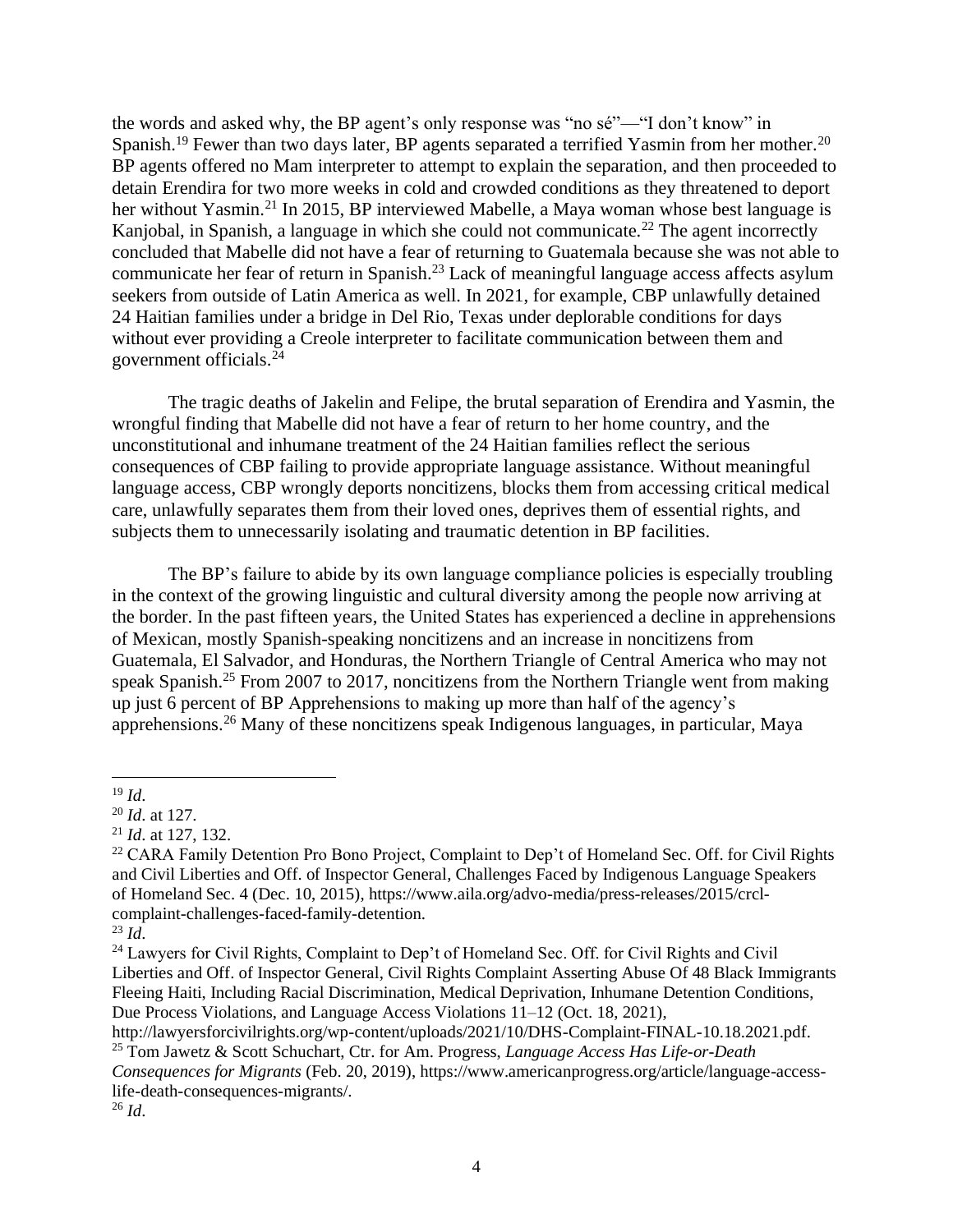the words and asked why, the BP agent's only response was "no sé"—"I don't know" in Spanish.[19] Fewer than two days later, BP agents separated a terrified Yasmin from her mother.[20] BP agents offered no Mam interpreter to attempt to explain the separation, and then proceeded to detain Erendira for two more weeks in cold and crowded conditions as they threatened to deport her without Yasmin.[21] In 2015, BP interviewed Mabelle, a Maya woman whose best language is Kanjobal, in Spanish, a language in which she could not communicate.[22] The agent incorrectly concluded that Mabelle did not have a fear of returning to Guatemala because she was not able to communicate her fear of return in Spanish.[23] Lack of meaningful language access affects asylum seekers from outside of Latin America as well. In 2021, for example, CBP unlawfully detained 24 Haitian families under a bridge in Del Rio, Texas under deplorable conditions for days without ever providing a Creole interpreter to facilitate communication between them and government officials.[24]

The tragic deaths of Jakelin and Felipe, the brutal separation of Erendira and Yasmin, the wrongful finding that Mabelle did not have a fear of return to her home country, and the unconstitutional and inhumane treatment of the 24 Haitian families reflect the serious consequences of CBP failing to provide appropriate language assistance. Without meaningful language access, CBP wrongly deports noncitizens, blocks them from accessing critical medical care, unlawfully separates them from their loved ones, deprives them of essential rights, and subjects them to unnecessarily isolating and traumatic detention in BP facilities.

The BP's failure to abide by its own language compliance policies is especially troubling in the context of the growing linguistic and cultural diversity among the people now arriving at the border. In the past fifteen years, the United States has experienced a decline in apprehensions of Mexican, mostly Spanish-speaking noncitizens and an increase in noncitizens from Guatemala, El Salvador, and Honduras, the Northern Triangle of Central America who may not speak Spanish.[25] From 2007 to 2017, noncitizens from the Northern Triangle went from making up just 6 percent of BP Apprehensions to making up more than half of the agency's apprehensions.[26] Many of these noncitizens speak Indigenous languages, in particular, Maya

---

[19] *Id*.

[20] *Id*. at 127.

[21] *Id*. at 127, 132.

[22] CARA Family Detention Pro Bono Project, Complaint to Dep't of Homeland Sec. Off. for Civil Rights and Civil Liberties and Off. of Inspector General, Challenges Faced by Indigenous Language Speakers of Homeland Sec. 4 (Dec. 10, 2015), https://www.aila.org/advo-media/press-releases/2015/crcl-complaint-challenges-faced-family-detention.

[23] *Id*.

[24] Lawyers for Civil Rights, Complaint to Dep't of Homeland Sec. Off. for Civil Rights and Civil Liberties and Off. of Inspector General, Civil Rights Complaint Asserting Abuse Of 48 Black Immigrants Fleeing Haiti, Including Racial Discrimination, Medical Deprivation, Inhumane Detention Conditions, Due Process Violations, and Language Access Violations 11–12 (Oct. 18, 2021), http://lawyersforcivilrights.org/wp-content/uploads/2021/10/DHS-Complaint-FINAL-10.18.2021.pdf.

[25] Tom Jawetz & Scott Schuchart, Ctr. for Am. Progress, *Language Access Has Life-or-Death Consequences for Migrants* (Feb. 20, 2019), https://www.americanprogress.org/article/language-access-life-death-consequences-migrants/.

[26] *Id*.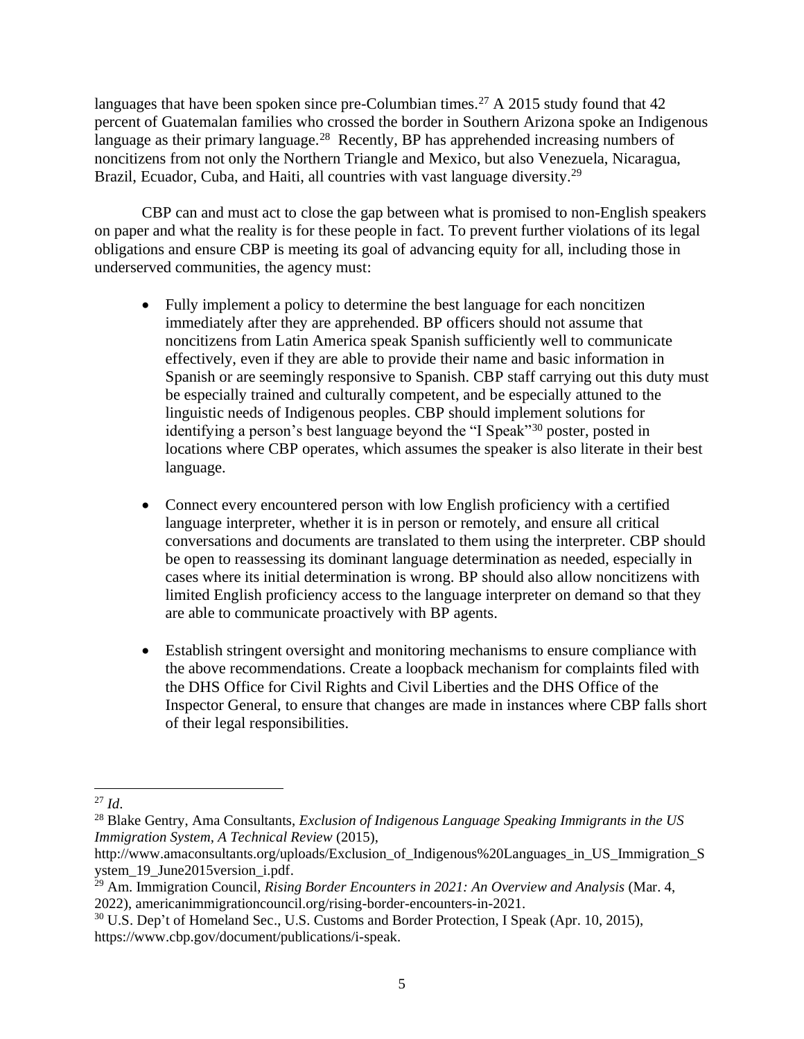languages that have been spoken since pre-Columbian times.[27] A 2015 study found that 42 percent of Guatemalan families who crossed the border in Southern Arizona spoke an Indigenous language as their primary language.[28] Recently, BP has apprehended increasing numbers of noncitizens from not only the Northern Triangle and Mexico, but also Venezuela, Nicaragua, Brazil, Ecuador, Cuba, and Haiti, all countries with vast language diversity.[29]

CBP can and must act to close the gap between what is promised to non-English speakers on paper and what the reality is for these people in fact. To prevent further violations of its legal obligations and ensure CBP is meeting its goal of advancing equity for all, including those in underserved communities, the agency must:

- Fully implement a policy to determine the best language for each noncitizen immediately after they are apprehended. BP officers should not assume that noncitizens from Latin America speak Spanish sufficiently well to communicate effectively, even if they are able to provide their name and basic information in Spanish or are seemingly responsive to Spanish. CBP staff carrying out this duty must be especially trained and culturally competent, and be especially attuned to the linguistic needs of Indigenous peoples. CBP should implement solutions for identifying a person's best language beyond the "I Speak"[30] poster, posted in locations where CBP operates, which assumes the speaker is also literate in their best language.

- Connect every encountered person with low English proficiency with a certified language interpreter, whether it is in person or remotely, and ensure all critical conversations and documents are translated to them using the interpreter. CBP should be open to reassessing its dominant language determination as needed, especially in cases where its initial determination is wrong. BP should also allow noncitizens with limited English proficiency access to the language interpreter on demand so that they are able to communicate proactively with BP agents.

- Establish stringent oversight and monitoring mechanisms to ensure compliance with the above recommendations. Create a loopback mechanism for complaints filed with the DHS Office for Civil Rights and Civil Liberties and the DHS Office of the Inspector General, to ensure that changes are made in instances where CBP falls short of their legal responsibilities.

---

[27] *Id*.

[28] Blake Gentry, Ama Consultants, *Exclusion of Indigenous Language Speaking Immigrants in the US Immigration System, A Technical Review* (2015), http://www.amaconsultants.org/uploads/Exclusion_of_Indigenous%20Languages_in_US_Immigration_System_19_June2015version_i.pdf.

[29] Am. Immigration Council, *Rising Border Encounters in 2021: An Overview and Analysis* (Mar. 4, 2022), americanimmigrationcouncil.org/rising-border-encounters-in-2021.

[30] U.S. Dep't of Homeland Sec., U.S. Customs and Border Protection, I Speak (Apr. 10, 2015), https://www.cbp.gov/document/publications/i-speak.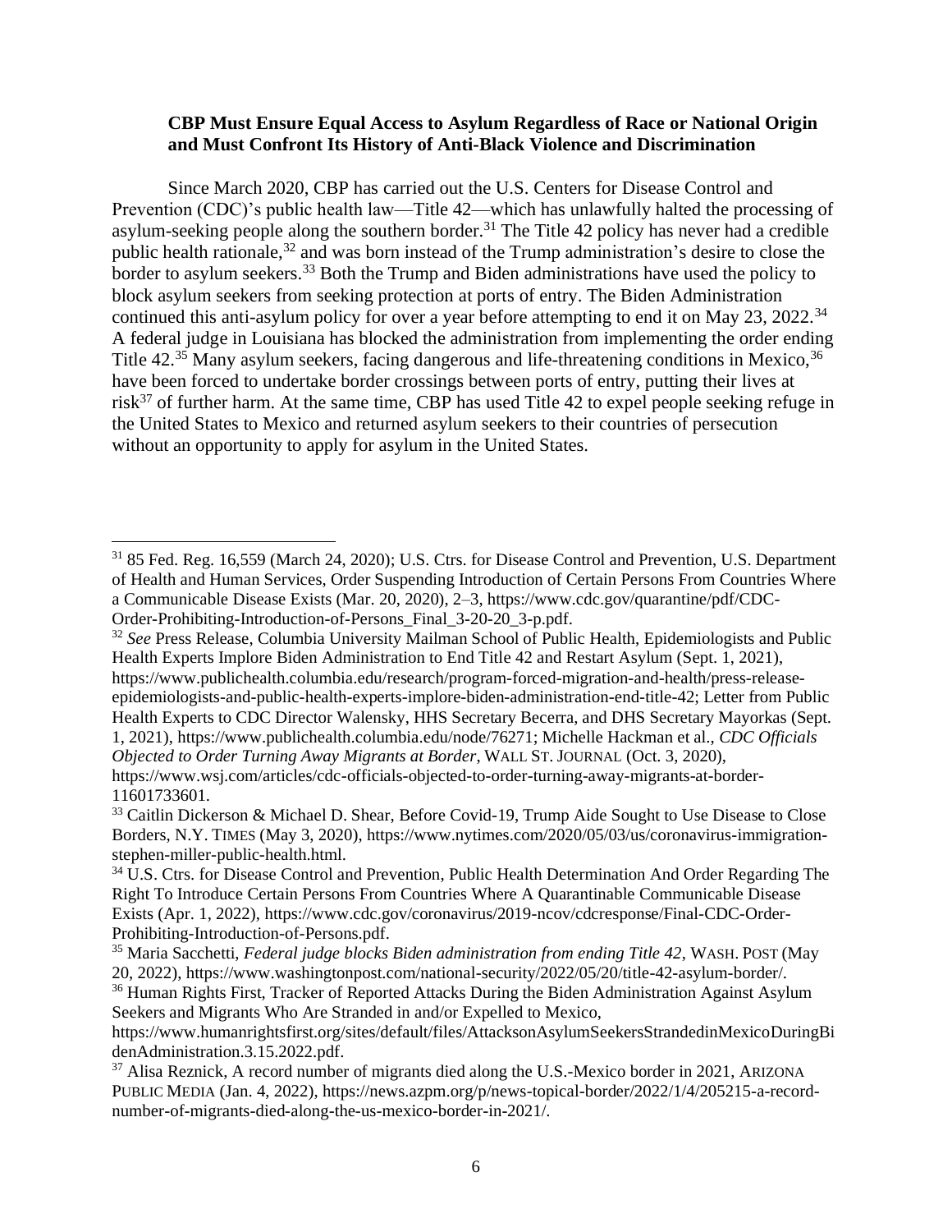**CBP Must Ensure Equal Access to Asylum Regardless of Race or National Origin and Must Confront Its History of Anti-Black Violence and Discrimination**

Since March 2020, CBP has carried out the U.S. Centers for Disease Control and Prevention (CDC)'s public health law—Title 42—which has unlawfully halted the processing of asylum-seeking people along the southern border.[31] The Title 42 policy has never had a credible public health rationale,[32] and was born instead of the Trump administration's desire to close the border to asylum seekers.[33] Both the Trump and Biden administrations have used the policy to block asylum seekers from seeking protection at ports of entry. The Biden Administration continued this anti-asylum policy for over a year before attempting to end it on May 23, 2022.[34] A federal judge in Louisiana has blocked the administration from implementing the order ending Title 42.[35] Many asylum seekers, facing dangerous and life-threatening conditions in Mexico,[36] have been forced to undertake border crossings between ports of entry, putting their lives at risk[37] of further harm. At the same time, CBP has used Title 42 to expel people seeking refuge in the United States to Mexico and returned asylum seekers to their countries of persecution without an opportunity to apply for asylum in the United States.

---

[31] 85 Fed. Reg. 16,559 (March 24, 2020); U.S. Ctrs. for Disease Control and Prevention, U.S. Department of Health and Human Services, Order Suspending Introduction of Certain Persons From Countries Where a Communicable Disease Exists (Mar. 20, 2020), 2–3, https://www.cdc.gov/quarantine/pdf/CDC-Order-Prohibiting-Introduction-of-Persons_Final_3-20-20_3-p.pdf.

[32] *See* Press Release, Columbia University Mailman School of Public Health, Epidemiologists and Public Health Experts Implore Biden Administration to End Title 42 and Restart Asylum (Sept. 1, 2021), https://www.publichealth.columbia.edu/research/program-forced-migration-and-health/press-release-epidemiologists-and-public-health-experts-implore-biden-administration-end-title-42; Letter from Public Health Experts to CDC Director Walensky, HHS Secretary Becerra, and DHS Secretary Mayorkas (Sept. 1, 2021), https://www.publichealth.columbia.edu/node/76271; Michelle Hackman et al., *CDC Officials Objected to Order Turning Away Migrants at Border*, WALL ST. JOURNAL (Oct. 3, 2020), https://www.wsj.com/articles/cdc-officials-objected-to-order-turning-away-migrants-at-border-11601733601.

[33] Caitlin Dickerson & Michael D. Shear, Before Covid-19, Trump Aide Sought to Use Disease to Close Borders, N.Y. TIMES (May 3, 2020), https://www.nytimes.com/2020/05/03/us/coronavirus-immigration-stephen-miller-public-health.html.

[34] U.S. Ctrs. for Disease Control and Prevention, Public Health Determination And Order Regarding The Right To Introduce Certain Persons From Countries Where A Quarantinable Communicable Disease Exists (Apr. 1, 2022), https://www.cdc.gov/coronavirus/2019-ncov/cdcresponse/Final-CDC-Order-Prohibiting-Introduction-of-Persons.pdf.

[35] Maria Sacchetti, *Federal judge blocks Biden administration from ending Title 42*, WASH. POST (May 20, 2022), https://www.washingtonpost.com/national-security/2022/05/20/title-42-asylum-border/.

[36] Human Rights First, Tracker of Reported Attacks During the Biden Administration Against Asylum Seekers and Migrants Who Are Stranded in and/or Expelled to Mexico, https://www.humanrightsfirst.org/sites/default/files/AttacksonAsylumSeekersStrandedinMexicoDuringBidenAdministration.3.15.2022.pdf.

[37] Alisa Reznick, A record number of migrants died along the U.S.-Mexico border in 2021, ARIZONA PUBLIC MEDIA (Jan. 4, 2022), https://news.azpm.org/p/news-topical-border/2022/1/4/205215-a-record-number-of-migrants-died-along-the-us-mexico-border-in-2021/.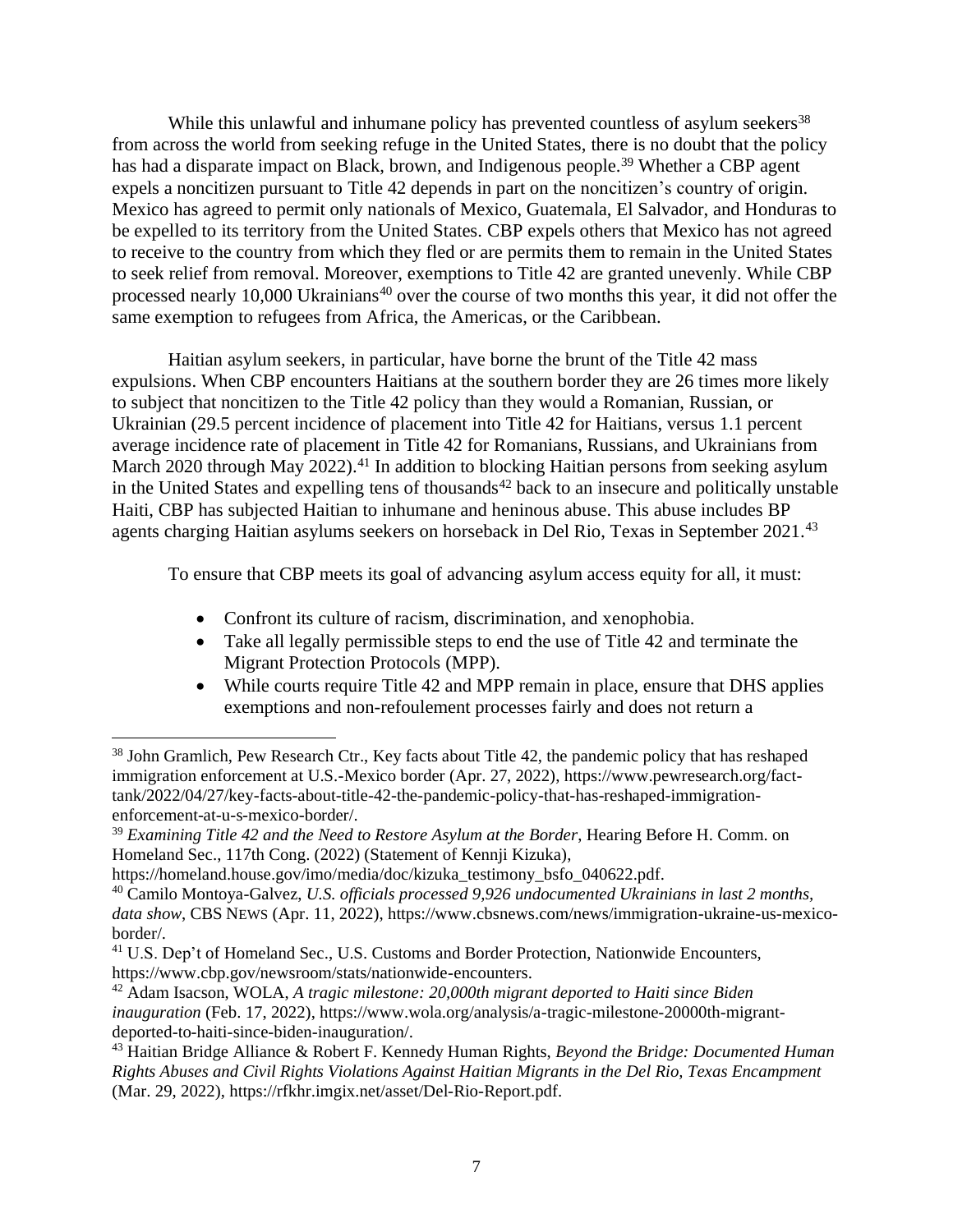While this unlawful and inhumane policy has prevented countless of asylum seekers[38] from across the world from seeking refuge in the United States, there is no doubt that the policy has had a disparate impact on Black, brown, and Indigenous people.[39] Whether a CBP agent expels a noncitizen pursuant to Title 42 depends in part on the noncitizen's country of origin. Mexico has agreed to permit only nationals of Mexico, Guatemala, El Salvador, and Honduras to be expelled to its territory from the United States. CBP expels others that Mexico has not agreed to receive to the country from which they fled or are permits them to remain in the United States to seek relief from removal. Moreover, exemptions to Title 42 are granted unevenly. While CBP processed nearly 10,000 Ukrainians[40] over the course of two months this year, it did not offer the same exemption to refugees from Africa, the Americas, or the Caribbean.

Haitian asylum seekers, in particular, have borne the brunt of the Title 42 mass expulsions. When CBP encounters Haitians at the southern border they are 26 times more likely to subject that noncitizen to the Title 42 policy than they would a Romanian, Russian, or Ukrainian (29.5 percent incidence of placement into Title 42 for Haitians, versus 1.1 percent average incidence rate of placement in Title 42 for Romanians, Russians, and Ukrainians from March 2020 through May 2022).[41] In addition to blocking Haitian persons from seeking asylum in the United States and expelling tens of thousands[42] back to an insecure and politically unstable Haiti, CBP has subjected Haitian to inhumane and heninous abuse. This abuse includes BP agents charging Haitian asylums seekers on horseback in Del Rio, Texas in September 2021.[43]

To ensure that CBP meets its goal of advancing asylum access equity for all, it must:

- Confront its culture of racism, discrimination, and xenophobia.
- Take all legally permissible steps to end the use of Title 42 and terminate the Migrant Protection Protocols (MPP).
- While courts require Title 42 and MPP remain in place, ensure that DHS applies exemptions and non-refoulement processes fairly and does not return a

---

[38] John Gramlich, Pew Research Ctr., Key facts about Title 42, the pandemic policy that has reshaped immigration enforcement at U.S.-Mexico border (Apr. 27, 2022), https://www.pewresearch.org/fact-tank/2022/04/27/key-facts-about-title-42-the-pandemic-policy-that-has-reshaped-immigration-enforcement-at-u-s-mexico-border/.

[39] *Examining Title 42 and the Need to Restore Asylum at the Border*, Hearing Before H. Comm. on Homeland Sec., 117th Cong. (2022) (Statement of Kennji Kizuka), https://homeland.house.gov/imo/media/doc/kizuka_testimony_bsfo_040622.pdf.

[40] Camilo Montoya-Galvez, *U.S. officials processed 9,926 undocumented Ukrainians in last 2 months, data show*, CBS NEWS (Apr. 11, 2022), https://www.cbsnews.com/news/immigration-ukraine-us-mexico-border/.

[41] U.S. Dep't of Homeland Sec., U.S. Customs and Border Protection, Nationwide Encounters, https://www.cbp.gov/newsroom/stats/nationwide-encounters.

[42] Adam Isacson, WOLA, *A tragic milestone: 20,000th migrant deported to Haiti since Biden inauguration* (Feb. 17, 2022), https://www.wola.org/analysis/a-tragic-milestone-20000th-migrant-deported-to-haiti-since-biden-inauguration/.

[43] Haitian Bridge Alliance & Robert F. Kennedy Human Rights, *Beyond the Bridge: Documented Human Rights Abuses and Civil Rights Violations Against Haitian Migrants in the Del Rio, Texas Encampment* (Mar. 29, 2022), https://rfkhr.imgix.net/asset/Del-Rio-Report.pdf.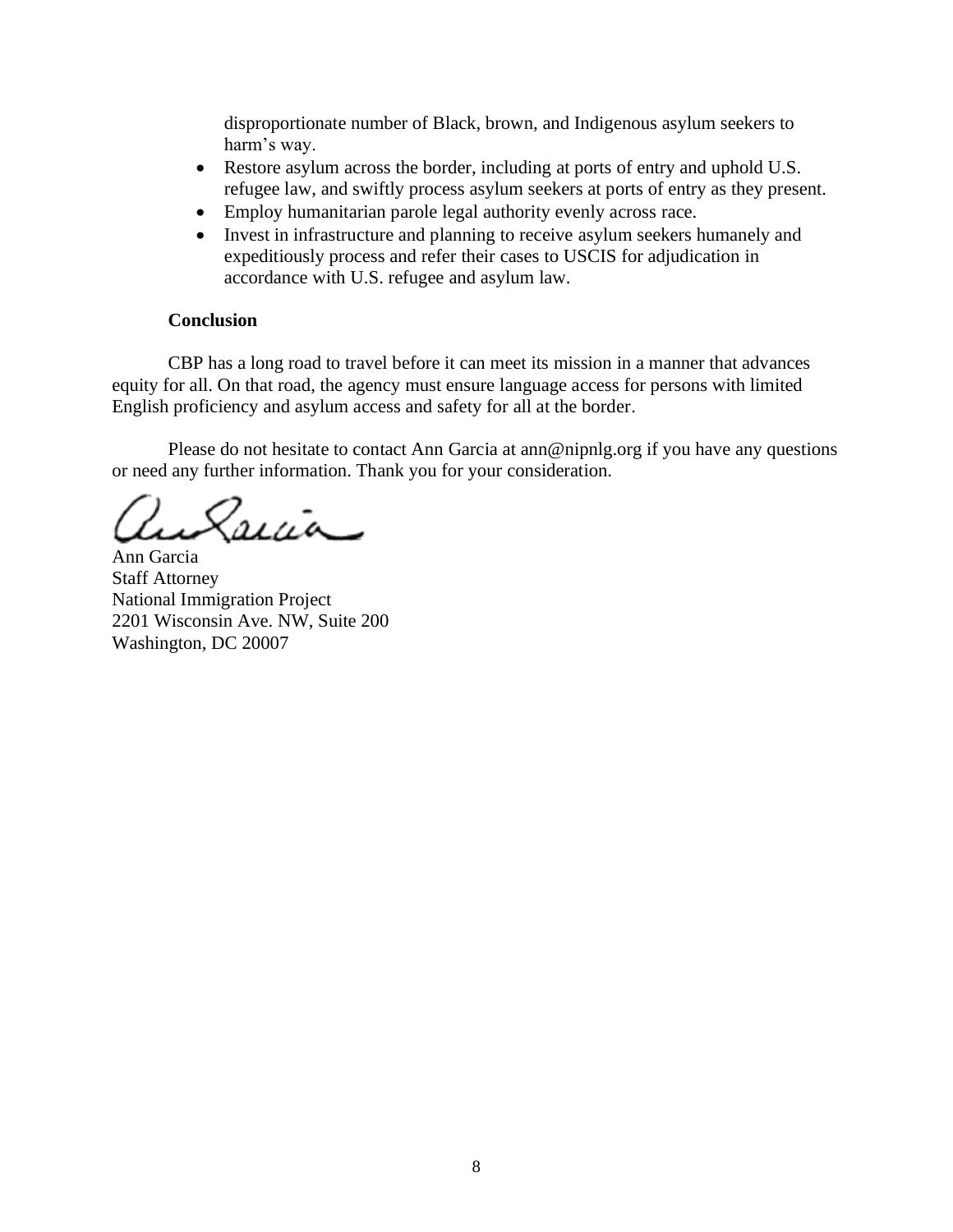disproportionate number of Black, brown, and Indigenous asylum seekers to harm's way.

- Restore asylum across the border, including at ports of entry and uphold U.S. refugee law, and swiftly process asylum seekers at ports of entry as they present.
- Employ humanitarian parole legal authority evenly across race.
- Invest in infrastructure and planning to receive asylum seekers humanely and expeditiously process and refer their cases to USCIS for adjudication in accordance with U.S. refugee and asylum law.

**Conclusion**

CBP has a long road to travel before it can meet its mission in a manner that advances equity for all. On that road, the agency must ensure language access for persons with limited English proficiency and asylum access and safety for all at the border.

Please do not hesitate to contact Ann Garcia at ann@nipnlg.org if you have any questions or need any further information. Thank you for your consideration.

Ann Garcia
Staff Attorney
National Immigration Project
2201 Wisconsin Ave. NW, Suite 200
Washington, DC 20007